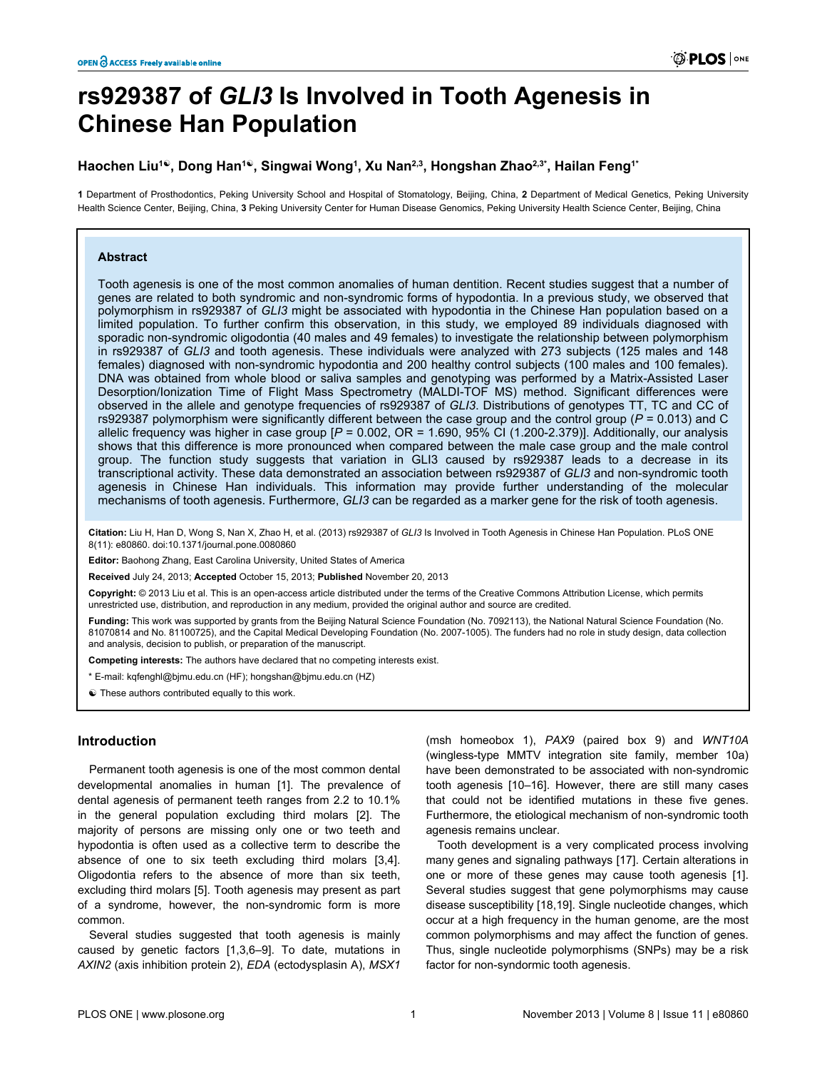# rs929387 of *GLI3* Is Involved in Tooth Agenesis in Chinese Han Population

**Haochen Liu[1☯], Dong Han[1☯], Singwai Wong[1], Xu Nan[2,3], Hongshan Zhao[2,3*], Hailan Feng[1*]**

**1** Department of Prosthodontics, Peking University School and Hospital of Stomatology, Beijing, China, **2** Department of Medical Genetics, Peking University Health Science Center, Beijing, China, **3** Peking University Center for Human Disease Genomics, Peking University Health Science Center, Beijing, China

## Abstract

Tooth agenesis is one of the most common anomalies of human dentition. Recent studies suggest that a number of genes are related to both syndromic and non-syndromic forms of hypodontia. In a previous study, we observed that polymorphism in rs929387 of *GLI3* might be associated with hypodontia in the Chinese Han population based on a limited population. To further confirm this observation, in this study, we employed 89 individuals diagnosed with sporadic non-syndromic oligodontia (40 males and 49 females) to investigate the relationship between polymorphism in rs929387 of *GLI3* and tooth agenesis. These individuals were analyzed with 273 subjects (125 males and 148 females) diagnosed with non-syndromic hypodontia and 200 healthy control subjects (100 males and 100 females). DNA was obtained from whole blood or saliva samples and genotyping was performed by a Matrix-Assisted Laser Desorption/Ionization Time of Flight Mass Spectrometry (MALDI-TOF MS) method. Significant differences were observed in the allele and genotype frequencies of rs929387 of *GLI3*. Distributions of genotypes TT, TC and CC of rs929387 polymorphism were significantly different between the case group and the control group ($P$ = 0.013) and C allelic frequency was higher in case group [$P$ = 0.002, OR = 1.690, 95% CI (1.200-2.379)]. Additionally, our analysis shows that this difference is more pronounced when compared between the male case group and the male control group. The function study suggests that variation in GLI3 caused by rs929387 leads to a decrease in its transcriptional activity. These data demonstrated an association between rs929387 of *GLI3* and non-syndromic tooth agenesis in Chinese Han individuals. This information may provide further understanding of the molecular mechanisms of tooth agenesis. Furthermore, *GLI3* can be regarded as a marker gene for the risk of tooth agenesis.

**Citation:** Liu H, Han D, Wong S, Nan X, Zhao H, et al. (2013) rs929387 of *GLI3* Is Involved in Tooth Agenesis in Chinese Han Population. PLoS ONE 8(11): e80860. doi:10.1371/journal.pone.0080860

**Editor:** Baohong Zhang, East Carolina University, United States of America

**Received** July 24, 2013; **Accepted** October 15, 2013; **Published** November 20, 2013

**Copyright:** © 2013 Liu et al. This is an open-access article distributed under the terms of the Creative Commons Attribution License, which permits unrestricted use, distribution, and reproduction in any medium, provided the original author and source are credited.

**Funding:** This work was supported by grants from the Beijing Natural Science Foundation (No. 7092113), the National Natural Science Foundation (No. 81070814 and No. 81100725), and the Capital Medical Developing Foundation (No. 2007-1005). The funders had no role in study design, data collection and analysis, decision to publish, or preparation of the manuscript.

**Competing interests:** The authors have declared that no competing interests exist.

\* E-mail: kqfenghl@bjmu.edu.cn (HF); hongshan@bjmu.edu.cn (HZ)

☯ These authors contributed equally to this work.

## Introduction

Permanent tooth agenesis is one of the most common dental developmental anomalies in human [1]. The prevalence of dental agenesis of permanent teeth ranges from 2.2 to 10.1% in the general population excluding third molars [2]. The majority of persons are missing only one or two teeth and hypodontia is often used as a collective term to describe the absence of one to six teeth excluding third molars [3,4]. Oligodontia refers to the absence of more than six teeth, excluding third molars [5]. Tooth agenesis may present as part of a syndrome, however, the non-syndromic form is more common.

Several studies suggested that tooth agenesis is mainly caused by genetic factors [1,3,6–9]. To date, mutations in *AXIN2* (axis inhibition protein 2), *EDA* (ectodysplasin A), *MSX1* (msh homeobox 1), *PAX9* (paired box 9) and *WNT10A* (wingless-type MMTV integration site family, member 10a) have been demonstrated to be associated with non-syndromic tooth agenesis [10–16]. However, there are still many cases that could not be identified mutations in these five genes. Furthermore, the etiological mechanism of non-syndromic tooth agenesis remains unclear.

Tooth development is a very complicated process involving many genes and signaling pathways [17]. Certain alterations in one or more of these genes may cause tooth agenesis [1]. Several studies suggest that gene polymorphisms may cause disease susceptibility [18,19]. Single nucleotide changes, which occur at a high frequency in the human genome, are the most common polymorphisms and may affect the function of genes. Thus, single nucleotide polymorphisms (SNPs) may be a risk factor for non-syndormic tooth agenesis.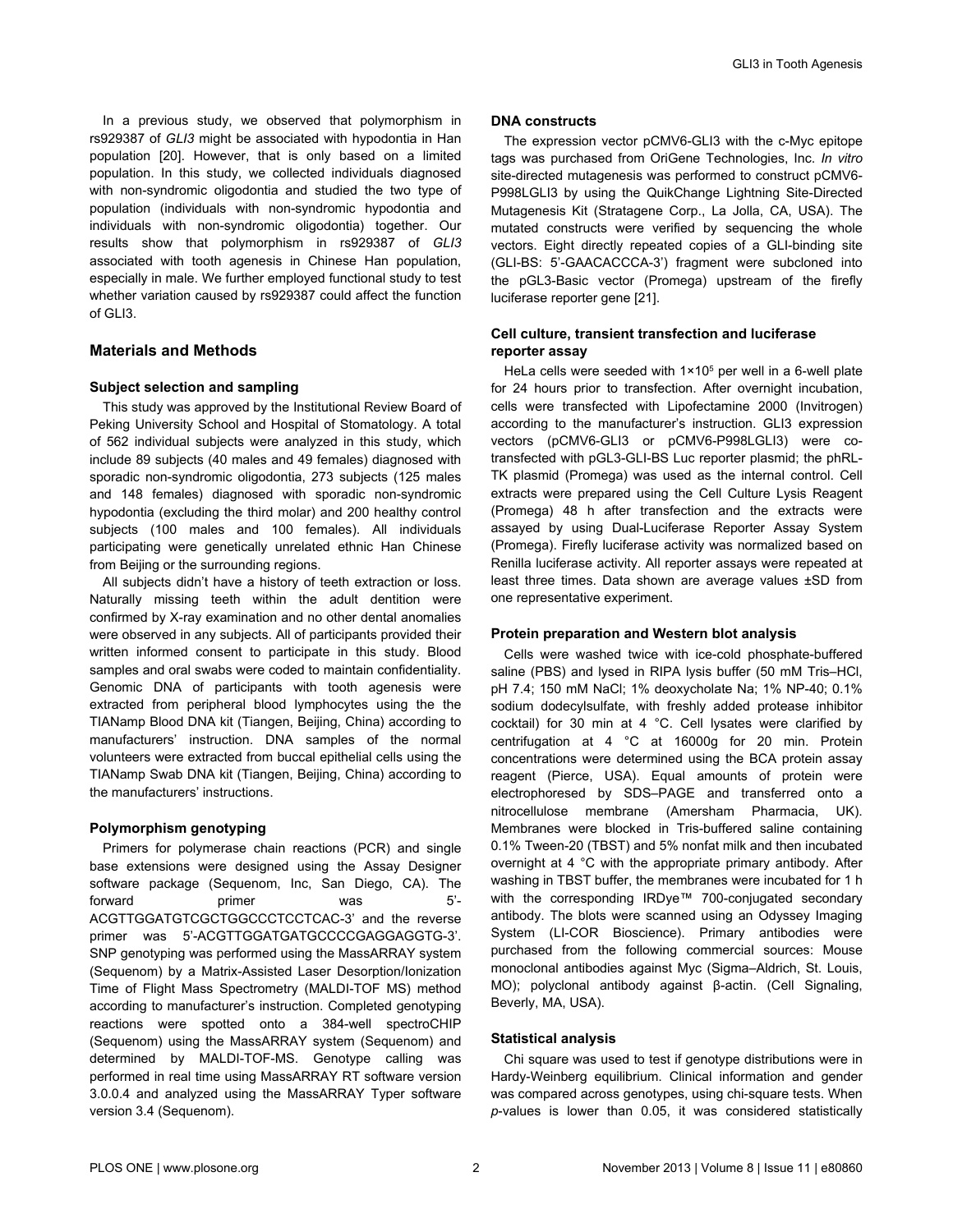In a previous study, we observed that polymorphism in rs929387 of *GLI3* might be associated with hypodontia in Han population [20]. However, that is only based on a limited population. In this study, we collected individuals diagnosed with non-syndromic oligodontia and studied the two type of population (individuals with non-syndromic hypodontia and individuals with non-syndromic oligodontia) together. Our results show that polymorphism in rs929387 of *GLI3* associated with tooth agenesis in Chinese Han population, especially in male. We further employed functional study to test whether variation caused by rs929387 could affect the function of GLI3.

## Materials and Methods

### Subject selection and sampling

This study was approved by the Institutional Review Board of Peking University School and Hospital of Stomatology. A total of 562 individual subjects were analyzed in this study, which include 89 subjects (40 males and 49 females) diagnosed with sporadic non-syndromic oligodontia, 273 subjects (125 males and 148 females) diagnosed with sporadic non-syndromic hypodontia (excluding the third molar) and 200 healthy control subjects (100 males and 100 females). All individuals participating were genetically unrelated ethnic Han Chinese from Beijing or the surrounding regions.

All subjects didn't have a history of teeth extraction or loss. Naturally missing teeth within the adult dentition were confirmed by X-ray examination and no other dental anomalies were observed in any subjects. All of participants provided their written informed consent to participate in this study. Blood samples and oral swabs were coded to maintain confidentiality. Genomic DNA of participants with tooth agenesis were extracted from peripheral blood lymphocytes using the the TIANamp Blood DNA kit (Tiangen, Beijing, China) according to manufacturers' instruction. DNA samples of the normal volunteers were extracted from buccal epithelial cells using the TIANamp Swab DNA kit (Tiangen, Beijing, China) according to the manufacturers' instructions.

### Polymorphism genotyping

Primers for polymerase chain reactions (PCR) and single base extensions were designed using the Assay Designer software package (Sequenom, Inc, San Diego, CA). The forward primer was 5'-ACGTTGGATGTCGCTGGCCCTCCTCAC-3' and the reverse primer was 5'-ACGTTGGATGATGCCCCGAGGAGGTG-3'. SNP genotyping was performed using the MassARRAY system (Sequenom) by a Matrix-Assisted Laser Desorption/Ionization Time of Flight Mass Spectrometry (MALDI-TOF MS) method according to manufacturer's instruction. Completed genotyping reactions were spotted onto a 384-well spectroCHIP (Sequenom) using the MassARRAY system (Sequenom) and determined by MALDI-TOF-MS. Genotype calling was performed in real time using MassARRAY RT software version 3.0.0.4 and analyzed using the MassARRAY Typer software version 3.4 (Sequenom).

### DNA constructs

The expression vector pCMV6-GLI3 with the c-Myc epitope tags was purchased from OriGene Technologies, Inc. *In vitro* site-directed mutagenesis was performed to construct pCMV6-P998LGLI3 by using the QuikChange Lightning Site-Directed Mutagenesis Kit (Stratagene Corp., La Jolla, CA, USA). The mutated constructs were verified by sequencing the whole vectors. Eight directly repeated copies of a GLI-binding site (GLI-BS: 5'-GAACACCCA-3') fragment were subcloned into the pGL3-Basic vector (Promega) upstream of the firefly luciferase reporter gene [21].

### Cell culture, transient transfection and luciferase reporter assay

HeLa cells were seeded with $1 \times 10^5$ per well in a 6-well plate for 24 hours prior to transfection. After overnight incubation, cells were transfected with Lipofectamine 2000 (Invitrogen) according to the manufacturer's instruction. GLI3 expression vectors (pCMV6-GLI3 or pCMV6-P998LGLI3) were co-transfected with pGL3-GLI-BS Luc reporter plasmid; the phRL-TK plasmid (Promega) was used as the internal control. Cell extracts were prepared using the Cell Culture Lysis Reagent (Promega) 48 h after transfection and the extracts were assayed by using Dual-Luciferase Reporter Assay System (Promega). Firefly luciferase activity was normalized based on Renilla luciferase activity. All reporter assays were repeated at least three times. Data shown are average values ±SD from one representative experiment.

### Protein preparation and Western blot analysis

Cells were washed twice with ice-cold phosphate-buffered saline (PBS) and lysed in RIPA lysis buffer (50 mM Tris–HCl, pH 7.4; 150 mM NaCl; 1% deoxycholate Na; 1% NP-40; 0.1% sodium dodecylsulfate, with freshly added protease inhibitor cocktail) for 30 min at 4 °C. Cell lysates were clarified by centrifugation at 4 °C at 16000g for 20 min. Protein concentrations were determined using the BCA protein assay reagent (Pierce, USA). Equal amounts of protein were electrophoresed by SDS–PAGE and transferred onto a nitrocellulose membrane (Amersham Pharmacia, UK). Membranes were blocked in Tris-buffered saline containing 0.1% Tween-20 (TBST) and 5% nonfat milk and then incubated overnight at 4 °C with the appropriate primary antibody. After washing in TBST buffer, the membranes were incubated for 1 h with the corresponding IRDye™ 700-conjugated secondary antibody. The blots were scanned using an Odyssey Imaging System (LI-COR Bioscience). Primary antibodies were purchased from the following commercial sources: Mouse monoclonal antibodies against Myc (Sigma–Aldrich, St. Louis, MO); polyclonal antibody against β-actin. (Cell Signaling, Beverly, MA, USA).

### Statistical analysis

Chi square was used to test if genotype distributions were in Hardy-Weinberg equilibrium. Clinical information and gender was compared across genotypes, using chi-square tests. When *p*-values is lower than 0.05, it was considered statistically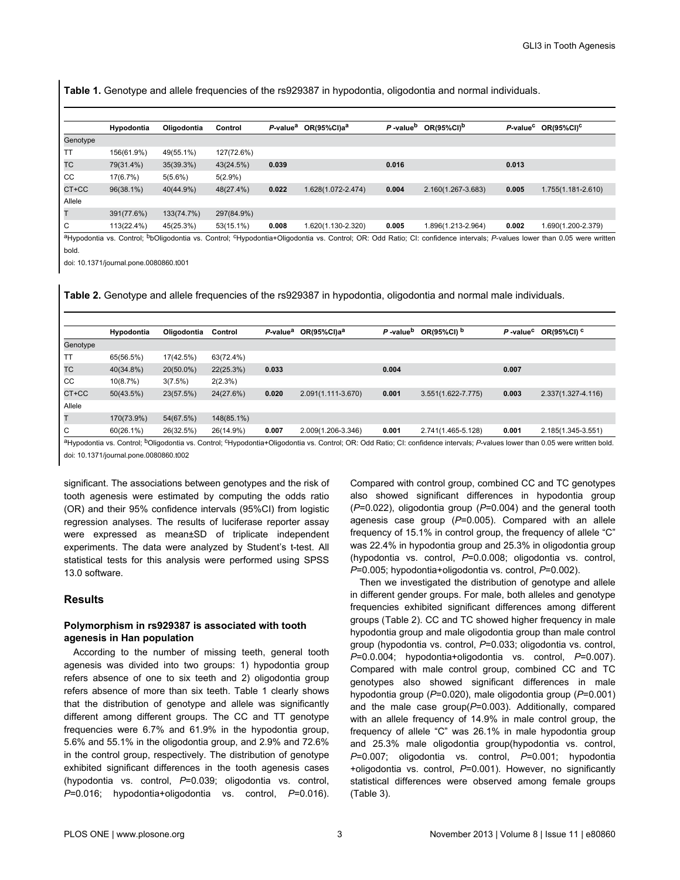**Table 1.** Genotype and allele frequencies of the rs929387 in hypodontia, oligodontia and normal individuals.

| | Hypodontia | Oligodontia | Control | *P*-value[a] | OR(95%CI)a[a] | *P* -value[b] | OR(95%CI)[b] | *P*-value[c] | OR(95%CI)[c] |
|---|---|---|---|---|---|---|---|---|---|
| Genotype | | | | | | | | | |
| TT | 156(61.9%) | 49(55.1%) | 127(72.6%) | | | | | | |
| TC | 79(31.4%) | 35(39.3%) | 43(24.5%) | **0.039** | | **0.016** | | **0.013** | |
| CC | 17(6.7%) | 5(5.6%) | 5(2.9%) | | | | | | |
| CT+CC | 96(38.1%) | 40(44.9%) | 48(27.4%) | **0.022** | 1.628(1.072-2.474) | **0.004** | 2.160(1.267-3.683) | **0.005** | 1.755(1.181-2.610) |
| Allele | | | | | | | | | |
| T | 391(77.6%) | 133(74.7%) | 297(84.9%) | | | | | | |
| C | 113(22.4%) | 45(25.3%) | 53(15.1%) | **0.008** | 1.620(1.130-2.320) | **0.005** | 1.896(1.213-2.964) | **0.002** | 1.690(1.200-2.379) |

[a]Hypodontia vs. Control; [b]bOligodontia vs. Control; [c]Hypodontia+Oligodontia vs. Control; OR: Odd Ratio; CI: confidence intervals; *P*-values lower than 0.05 were written bold.

doi: 10.1371/journal.pone.0080860.t001

**Table 2.** Genotype and allele frequencies of the rs929387 in hypodontia, oligodontia and normal male individuals.

| | Hypodontia | Oligodontia | Control | *P*-value[a] | OR(95%CI)a[a] | *P* -value[b] | OR(95%CI) [b] | *P* -value[c] | OR(95%CI) [c] |
|---|---|---|---|---|---|---|---|---|---|
| Genotype | | | | | | | | | |
| TT | 65(56.5%) | 17(42.5%) | 63(72.4%) | | | | | | |
| TC | 40(34.8%) | 20(50.0%) | 22(25.3%) | **0.033** | | **0.004** | | **0.007** | |
| CC | 10(8.7%) | 3(7.5%) | 2(2.3%) | | | | | | |
| CT+CC | 50(43.5%) | 23(57.5%) | 24(27.6%) | **0.020** | 2.091(1.111-3.670) | **0.001** | 3.551(1.622-7.775) | **0.003** | 2.337(1.327-4.116) |
| Allele | | | | | | | | | |
| T | 170(73.9%) | 54(67.5%) | 148(85.1%) | | | | | | |
| C | 60(26.1%) | 26(32.5%) | 26(14.9%) | **0.007** | 2.009(1.206-3.346) | **0.001** | 2.741(1.465-5.128) | **0.001** | 2.185(1.345-3.551) |

[a]Hypodontia vs. Control; [b]Oligodontia vs. Control; [c]Hypodontia+Oligodontia vs. Control; OR: Odd Ratio; CI: confidence intervals; *P*-values lower than 0.05 were written bold.

doi: 10.1371/journal.pone.0080860.t002

significant. The associations between genotypes and the risk of tooth agenesis were estimated by computing the odds ratio (OR) and their 95% confidence intervals (95%CI) from logistic regression analyses. The results of luciferase reporter assay were expressed as mean±SD of triplicate independent experiments. The data were analyzed by Student's t-test. All statistical tests for this analysis were performed using SPSS 13.0 software.

## Results

### Polymorphism in rs929387 is associated with tooth agenesis in Han population

According to the number of missing teeth, general tooth agenesis was divided into two groups: 1) hypodontia group refers absence of one to six teeth and 2) oligodontia group refers absence of more than six teeth. Table 1 clearly shows that the distribution of genotype and allele was significantly different among different groups. The CC and TT genotype frequencies were 6.7% and 61.9% in the hypodontia group, 5.6% and 55.1% in the oligodontia group, and 2.9% and 72.6% in the control group, respectively. The distribution of genotype exhibited significant differences in the tooth agenesis cases (hypodontia vs. control, *P*=0.039; oligodontia vs. control, *P*=0.016; hypodontia+oligodontia vs. control, *P*=0.016). Compared with control group, combined CC and TC genotypes also showed significant differences in hypodontia group (*P*=0.022), oligodontia group (*P*=0.004) and the general tooth agenesis case group (*P*=0.005). Compared with an allele frequency of 15.1% in control group, the frequency of allele "C" was 22.4% in hypodontia group and 25.3% in oligodontia group (hypodontia vs. control, *P*=0.0.008; oligodontia vs. control, *P*=0.005; hypodontia+oligodontia vs. control, *P*=0.002).

Then we investigated the distribution of genotype and allele in different gender groups. For male, both alleles and genotype frequencies exhibited significant differences among different groups (Table 2). CC and TC showed higher frequency in male hypodontia group and male oligodontia group than male control group (hypodontia vs. control, *P*=0.033; oligodontia vs. control, *P*=0.0.004; hypodontia+oligodontia vs. control, *P*=0.007). Compared with male control group, combined CC and TC genotypes also showed significant differences in male hypodontia group (*P*=0.020), male oligodontia group (*P*=0.001) and the male case group(*P*=0.003). Additionally, compared with an allele frequency of 14.9% in male control group, the frequency of allele "C" was 26.1% in male hypodontia group and 25.3% male oligodontia group(hypodontia vs. control, *P*=0.007; oligodontia vs. control, *P*=0.001; hypodontia +oligodontia vs. control, *P*=0.001). However, no significantly statistical differences were observed among female groups (Table 3).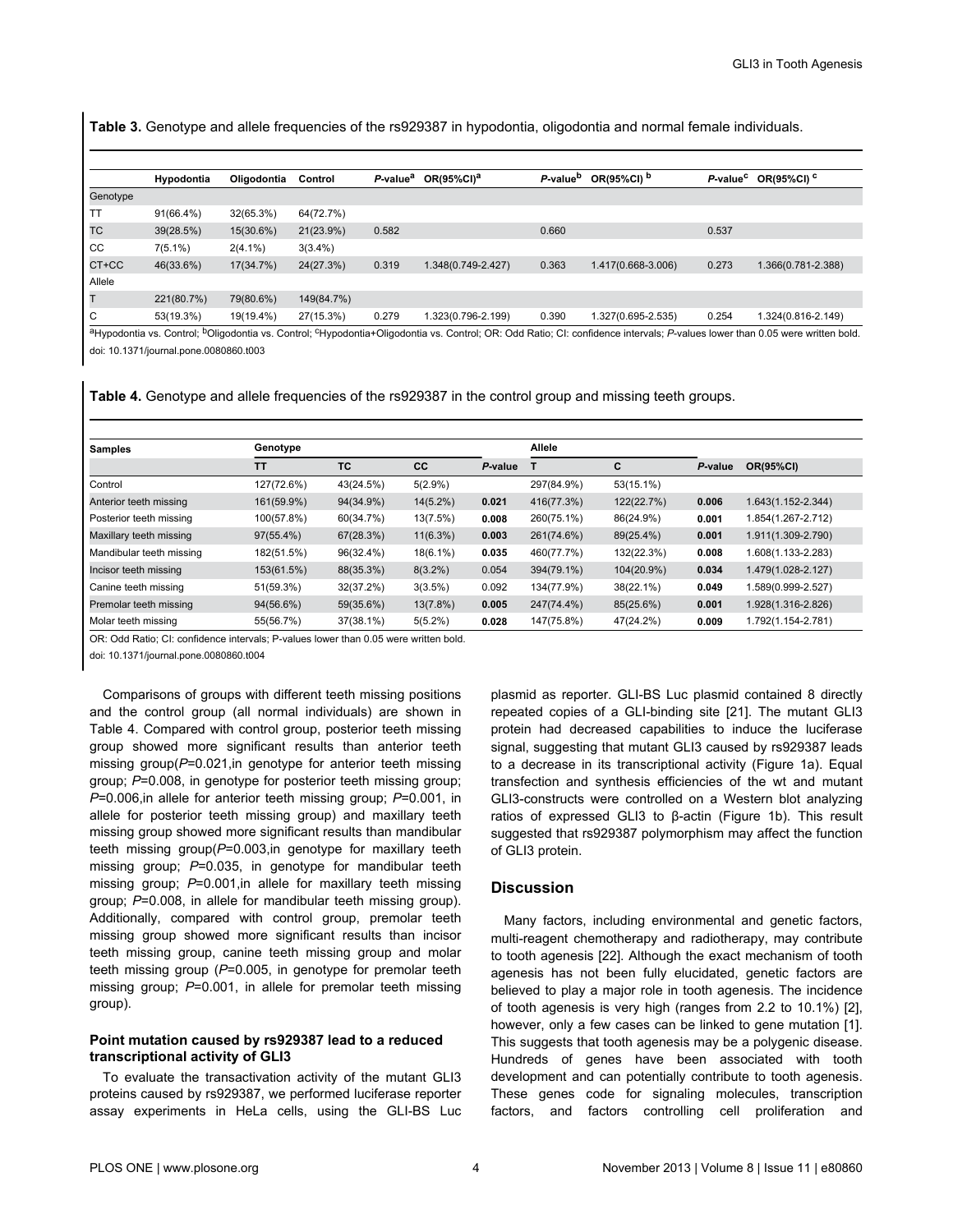**Table 3.** Genotype and allele frequencies of the rs929387 in hypodontia, oligodontia and normal female individuals.

| | Hypodontia | Oligodontia | Control | *P*-value[a] | OR(95%CI)[a] | *P*-value[b] | OR(95%CI)[b] | *P*-value[c] | OR(95%CI)[c] |
|---|---|---|---|---|---|---|---|---|---|
| Genotype | | | | | | | | | |
| TT | 91(66.4%) | 32(65.3%) | 64(72.7%) | | | | | | |
| TC | 39(28.5%) | 15(30.6%) | 21(23.9%) | 0.582 | | 0.660 | | 0.537 | |
| CC | 7(5.1%) | 2(4.1%) | 3(3.4%) | | | | | | |
| CT+CC | 46(33.6%) | 17(34.7%) | 24(27.3%) | 0.319 | 1.348(0.749-2.427) | 0.363 | 1.417(0.668-3.006) | 0.273 | 1.366(0.781-2.388) |
| Allele | | | | | | | | | |
| T | 221(80.7%) | 79(80.6%) | 149(84.7%) | | | | | | |
| C | 53(19.3%) | 19(19.4%) | 27(15.3%) | 0.279 | 1.323(0.796-2.199) | 0.390 | 1.327(0.695-2.535) | 0.254 | 1.324(0.816-2.149) |

[a]Hypodontia vs. Control; [b]Oligodontia vs. Control; [c]Hypodontia+Oligodontia vs. Control; OR: Odd Ratio; CI: confidence intervals; *P*-values lower than 0.05 were written bold.

doi: 10.1371/journal.pone.0080860.t003

**Table 4.** Genotype and allele frequencies of the rs929387 in the control group and missing teeth groups.

| Samples | Genotype | | | | Allele | | | |
|---|---|---|---|---|---|---|---|---|
| | TT | TC | CC | *P*-value | T | C | *P*-value | OR(95%CI) |
| Control | 127(72.6%) | 43(24.5%) | 5(2.9%) | | 297(84.9%) | 53(15.1%) | | |
| Anterior teeth missing | 161(59.9%) | 94(34.9%) | 14(5.2%) | **0.021** | 416(77.3%) | 122(22.7%) | **0.006** | 1.643(1.152-2.344) |
| Posterior teeth missing | 100(57.8%) | 60(34.7%) | 13(7.5%) | **0.008** | 260(75.1%) | 86(24.9%) | **0.001** | 1.854(1.267-2.712) |
| Maxillary teeth missing | 97(55.4%) | 67(28.3%) | 11(6.3%) | **0.003** | 261(74.6%) | 89(25.4%) | **0.001** | 1.911(1.309-2.790) |
| Mandibular teeth missing | 182(51.5%) | 96(32.4%) | 18(6.1%) | **0.035** | 460(77.7%) | 132(22.3%) | **0.008** | 1.608(1.133-2.283) |
| Incisor teeth missing | 153(61.5%) | 88(35.3%) | 8(3.2%) | 0.054 | 394(79.1%) | 104(20.9%) | **0.034** | 1.479(1.028-2.127) |
| Canine teeth missing | 51(59.3%) | 32(37.2%) | 3(3.5%) | 0.092 | 134(77.9%) | 38(22.1%) | **0.049** | 1.589(0.999-2.527) |
| Premolar teeth missing | 94(56.6%) | 59(35.6%) | 13(7.8%) | **0.005** | 247(74.4%) | 85(25.6%) | **0.001** | 1.928(1.316-2.826) |
| Molar teeth missing | 55(56.7%) | 37(38.1%) | 5(5.2%) | **0.028** | 147(75.8%) | 47(24.2%) | **0.009** | 1.792(1.154-2.781) |

OR: Odd Ratio; CI: confidence intervals; P-values lower than 0.05 were written bold.

doi: 10.1371/journal.pone.0080860.t004

Comparisons of groups with different teeth missing positions and the control group (all normal individuals) are shown in Table 4. Compared with control group, posterior teeth missing group showed more significant results than anterior teeth missing group(*P*=0.021,in genotype for anterior teeth missing group; *P*=0.008, in genotype for posterior teeth missing group; *P*=0.006,in allele for anterior teeth missing group; *P*=0.001, in allele for posterior teeth missing group) and maxillary teeth missing group showed more significant results than mandibular teeth missing group(*P*=0.003,in genotype for maxillary teeth missing group; *P*=0.035, in genotype for mandibular teeth missing group; *P*=0.001,in allele for maxillary teeth missing group; *P*=0.008, in allele for mandibular teeth missing group). Additionally, compared with control group, premolar teeth missing group showed more significant results than incisor teeth missing group, canine teeth missing group and molar teeth missing group (*P*=0.005, in genotype for premolar teeth missing group; *P*=0.001, in allele for premolar teeth missing group).

### Point mutation caused by rs929387 lead to a reduced transcriptional activity of GLI3

To evaluate the transactivation activity of the mutant GLI3 proteins caused by rs929387, we performed luciferase reporter assay experiments in HeLa cells, using the GLI-BS Luc plasmid as reporter. GLI-BS Luc plasmid contained 8 directly repeated copies of a GLI-binding site [21]. The mutant GLI3 protein had decreased capabilities to induce the luciferase signal, suggesting that mutant GLI3 caused by rs929387 leads to a decrease in its transcriptional activity (Figure 1a). Equal transfection and synthesis efficiencies of the wt and mutant GLI3-constructs were controlled on a Western blot analyzing ratios of expressed GLI3 to β-actin (Figure 1b). This result suggested that rs929387 polymorphism may affect the function of GLI3 protein.

## Discussion

Many factors, including environmental and genetic factors, multi-reagent chemotherapy and radiotherapy, may contribute to tooth agenesis [22]. Although the exact mechanism of tooth agenesis has not been fully elucidated, genetic factors are believed to play a major role in tooth agenesis. The incidence of tooth agenesis is very high (ranges from 2.2 to 10.1%) [2], however, only a few cases can be linked to gene mutation [1]. This suggests that tooth agenesis may be a polygenic disease. Hundreds of genes have been associated with tooth development and can potentially contribute to tooth agenesis. These genes code for signaling molecules, transcription factors, and factors controlling cell proliferation and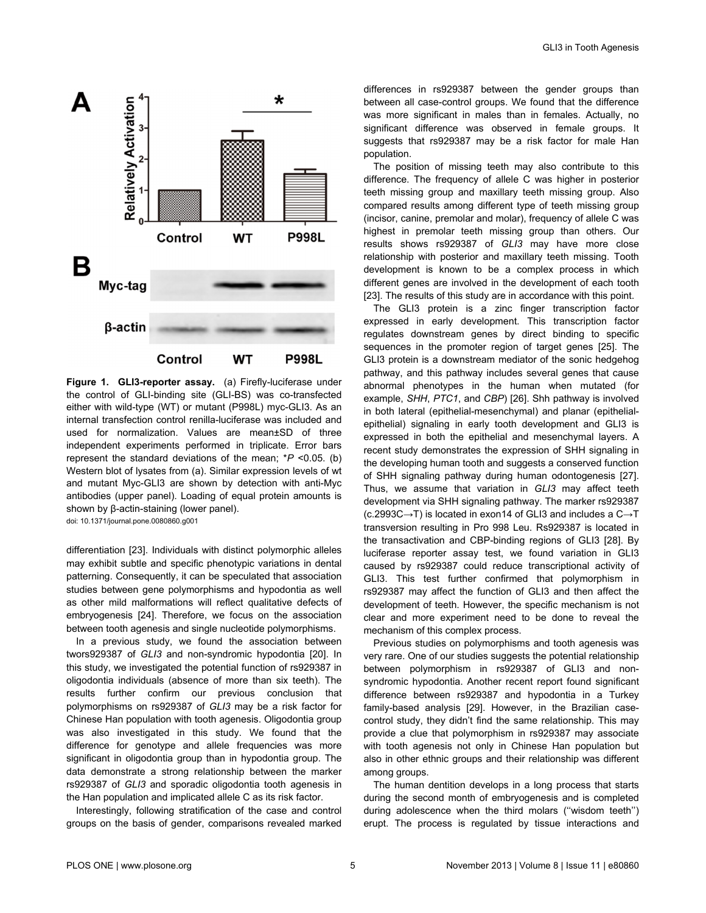**Figure 1. GLI3-reporter assay.** (a) Firefly-luciferase under the control of GLI-binding site (GLI-BS) was co-transfected either with wild-type (WT) or mutant (P998L) myc-GLI3. As an internal transfection control renilla-luciferase was included and used for normalization. Values are mean±SD of three independent experiments performed in triplicate. Error bars represent the standard deviations of the mean; \**P* <0.05. (b) Western blot of lysates from (a). Similar expression levels of wt and mutant Myc-GLI3 are shown by detection with anti-Myc antibodies (upper panel). Loading of equal protein amounts is shown by β-actin-staining (lower panel).

doi: 10.1371/journal.pone.0080860.g001

differentiation [23]. Individuals with distinct polymorphic alleles may exhibit subtle and specific phenotypic variations in dental patterning. Consequently, it can be speculated that association studies between gene polymorphisms and hypodontia as well as other mild malformations will reflect qualitative defects of embryogenesis [24]. Therefore, we focus on the association between tooth agenesis and single nucleotide polymorphisms.

In a previous study, we found the association between tworsrs929387 of *GLI3* and non-syndromic hypodontia [20]. In this study, we investigated the potential function of rs929387 in oligodontia individuals (absence of more than six teeth). The results further confirm our previous conclusion that polymorphisms on rs929387 of *GLI3* may be a risk factor for Chinese Han population with tooth agenesis. Oligodontia group was also investigated in this study. We found that the difference for genotype and allele frequencies was more significant in oligodontia group than in hypodontia group. The data demonstrate a strong relationship between the marker rs929387 of *GLI3* and sporadic oligodontia tooth agenesis in the Han population and implicated allele C as its risk factor.

Interestingly, following stratification of the case and control groups on the basis of gender, comparisons revealed marked differences in rs929387 between the gender groups than between all case-control groups. We found that the difference was more significant in males than in females. Actually, no significant difference was observed in female groups. It suggests that rs929387 may be a risk factor for male Han population.

The position of missing teeth may also contribute to this difference. The frequency of allele C was higher in posterior teeth missing group and maxillary teeth missing group. Also compared results among different type of teeth missing group (incisor, canine, premolar and molar), frequency of allele C was highest in premolar teeth missing group than others. Our results shows rs929387 of *GLI3* may have more close relationship with posterior and maxillary teeth missing. Tooth development is known to be a complex process in which different genes are involved in the development of each tooth [23]. The results of this study are in accordance with this point.

The GLI3 protein is a zinc finger transcription factor expressed in early development. This transcription factor regulates downstream genes by direct binding to specific sequences in the promoter region of target genes [25]. The GLI3 protein is a downstream mediator of the sonic hedgehog pathway, and this pathway includes several genes that cause abnormal phenotypes in the human when mutated (for example, *SHH*, *PTC1*, and *CBP*) [26]. Shh pathway is involved in both lateral (epithelial-mesenchymal) and planar (epithelial-epithelial) signaling in early tooth development and GLI3 is expressed in both the epithelial and mesenchymal layers. A recent study demonstrates the expression of SHH signaling in the developing human tooth and suggests a conserved function of SHH signaling pathway during human odontogenesis [27]. Thus, we assume that variation in *GLI3* may affect teeth development via SHH signaling pathway. The marker rs929387 (c.2993C→T) is located in exon14 of GLI3 and includes a C→T transversion resulting in Pro 998 Leu. Rs929387 is located in the transactivation and CBP-binding regions of GLI3 [28]. By luciferase reporter assay test, we found variation in GLI3 caused by rs929387 could reduce transcriptional activity of GLI3. This test further confirmed that polymorphism in rs929387 may affect the function of GLI3 and then affect the development of teeth. However, the specific mechanism is not clear and more experiment need to be done to reveal the mechanism of this complex process.

Previous studies on polymorphisms and tooth agenesis was very rare. One of our studies suggests the potential relationship between polymorphism in rs929387 of GLI3 and non-syndromic hypodontia. Another recent report found significant difference between rs929387 and hypodontia in a Turkey family-based analysis [29]. However, in the Brazilian case-control study, they didn't find the same relationship. This may provide a clue that polymorphism in rs929387 may associate with tooth agenesis not only in Chinese Han population but also in other ethnic groups and their relationship was different among groups.

The human dentition develops in a long process that starts during the second month of embryogenesis and is completed during adolescence when the third molars (''wisdom teeth'') erupt. The process is regulated by tissue interactions and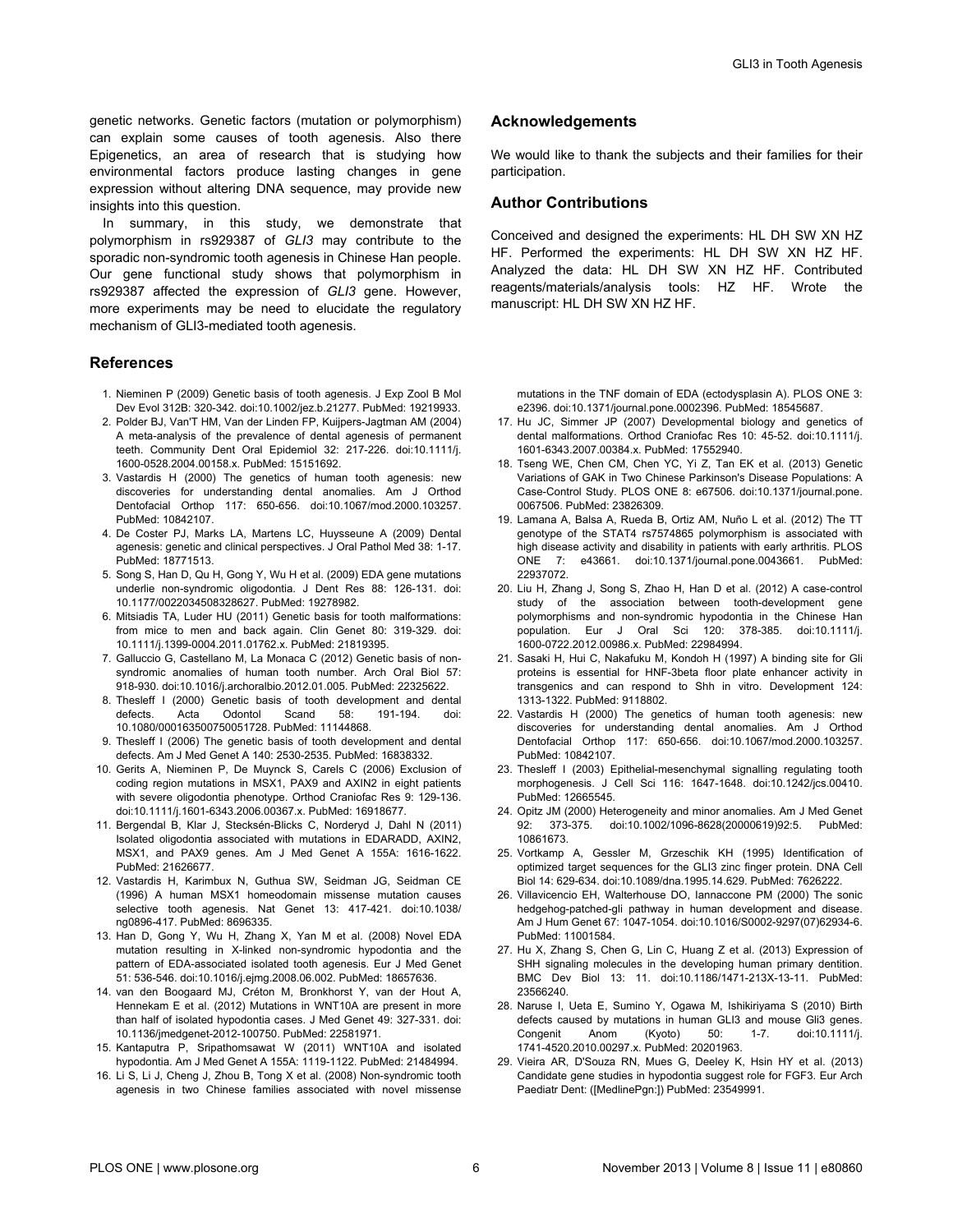genetic networks. Genetic factors (mutation or polymorphism) can explain some causes of tooth agenesis. Also there Epigenetics, an area of research that is studying how environmental factors produce lasting changes in gene expression without altering DNA sequence, may provide new insights into this question.

In summary, in this study, we demonstrate that polymorphism in rs929387 of *GLI3* may contribute to the sporadic non-syndromic tooth agenesis in Chinese Han people. Our gene functional study shows that polymorphism in rs929387 affected the expression of *GLI3* gene. However, more experiments may be need to elucidate the regulatory mechanism of GLI3-mediated tooth agenesis.

## Acknowledgements

We would like to thank the subjects and their families for their participation.

## Author Contributions

Conceived and designed the experiments: HL DH SW XN HZ HF. Performed the experiments: HL DH SW XN HZ HF. Analyzed the data: HL DH SW XN HZ HF. Contributed reagents/materials/analysis tools: HZ HF. Wrote the manuscript: HL DH SW XN HZ HF.

## References

1. Nieminen P (2009) Genetic basis of tooth agenesis. J Exp Zool B Mol Dev Evol 312B: 320-342. doi:10.1002/jez.b.21277. PubMed: 19219933.
2. Polder BJ, Van'T HM, Van der Linden FP, Kuijpers-Jagtman AM (2004) A meta-analysis of the prevalence of dental agenesis of permanent teeth. Community Dent Oral Epidemiol 32: 217-226. doi:10.1111/j.1600-0528.2004.00158.x. PubMed: 15151692.
3. Vastardis H (2000) The genetics of human tooth agenesis: new discoveries for understanding dental anomalies. Am J Orthod Dentofacial Orthop 117: 650-656. doi:10.1067/mod.2000.103257. PubMed: 10842107.
4. De Coster PJ, Marks LA, Martens LC, Huysseune A (2009) Dental agenesis: genetic and clinical perspectives. J Oral Pathol Med 38: 1-17. PubMed: 18771513.
5. Song S, Han D, Qu H, Gong Y, Wu H et al. (2009) EDA gene mutations underlie non-syndromic oligodontia. J Dent Res 88: 126-131. doi:10.1177/0022034508328627. PubMed: 19278982.
6. Mitsiadis TA, Luder HU (2011) Genetic basis for tooth malformations: from mice to men and back again. Clin Genet 80: 319-329. doi:10.1111/j.1399-0004.2011.01762.x. PubMed: 21819395.
7. Galluccio G, Castellano M, La Monaca C (2012) Genetic basis of non-syndromic anomalies of human tooth number. Arch Oral Biol 57: 918-930. doi:10.1016/j.archoralbio.2012.01.005. PubMed: 22325622.
8. Thesleff I (2000) Genetic basis of tooth development and dental defects. Acta Odontol Scand 58: 191-194. doi:10.1080/000163500750051728. PubMed: 11144868.
9. Thesleff I (2006) The genetic basis of tooth development and dental defects. Am J Med Genet A 140: 2530-2535. PubMed: 16838332.
10. Gerits A, Nieminen P, De Muynck S, Carels C (2006) Exclusion of coding region mutations in MSX1, PAX9 and AXIN2 in eight patients with severe oligodontia phenotype. Orthod Craniofac Res 9: 129-136. doi:10.1111/j.1601-6343.2006.00367.x. PubMed: 16918677.
11. Bergendal B, Klar J, Stecksén-Blicks C, Norderyd J, Dahl N (2011) Isolated oligodontia associated with mutations in EDARADD, AXIN2, MSX1, and PAX9 genes. Am J Med Genet A 155A: 1616-1622. PubMed: 21626677.
12. Vastardis H, Karimbux N, Guthua SW, Seidman JG, Seidman CE (1996) A human MSX1 homeodomain missense mutation causes selective tooth agenesis. Nat Genet 13: 417-421. doi:10.1038/ng0896-417. PubMed: 8696335.
13. Han D, Gong Y, Wu H, Zhang X, Yan M et al. (2008) Novel EDA mutation resulting in X-linked non-syndromic hypodontia and the pattern of EDA-associated isolated tooth agenesis. Eur J Med Genet 51: 536-546. doi:10.1016/j.ejmg.2008.06.002. PubMed: 18657636.
14. van den Boogaard MJ, Créton M, Bronkhorst Y, van der Hout A, Hennekam E et al. (2012) Mutations in WNT10A are present in more than half of isolated hypodontia cases. J Med Genet 49: 327-331. doi:10.1136/jmedgenet-2012-100750. PubMed: 22581971.
15. Kantaputra P, Sripathomsawat W (2011) WNT10A and isolated hypodontia. Am J Med Genet A 155A: 1119-1122. PubMed: 21484994.
16. Li S, Li J, Cheng J, Zhou B, Tong X et al. (2008) Non-syndromic tooth agenesis in two Chinese families associated with novel missense mutations in the TNF domain of EDA (ectodysplasin A). PLOS ONE 3: e2396. doi:10.1371/journal.pone.0002396. PubMed: 18545687.
17. Hu JC, Simmer JP (2007) Developmental biology and genetics of dental malformations. Orthod Craniofac Res 10: 45-52. doi:10.1111/j.1601-6343.2007.00384.x. PubMed: 17552940.
18. Tseng WE, Chen CM, Chen YC, Yi Z, Tan EK et al. (2013) Genetic Variations of GAK in Two Chinese Parkinson's Disease Populations: A Case-Control Study. PLOS ONE 8: e67506. doi:10.1371/journal.pone.0067506. PubMed: 23826309.
19. Lamana A, Balsa A, Rueda B, Ortiz AM, Nuño L et al. (2012) The TT genotype of the STAT4 rs7574865 polymorphism is associated with high disease activity and disability in patients with early arthritis. PLOS ONE 7: e43661. doi:10.1371/journal.pone.0043661. PubMed: 22937072.
20. Liu H, Zhang J, Song S, Zhao H, Han D et al. (2012) A case-control study of the association between tooth-development gene polymorphisms and non-syndromic hypodontia in the Chinese Han population. Eur J Oral Sci 120: 378-385. doi:10.1111/j.1600-0722.2012.00986.x. PubMed: 22984994.
21. Sasaki H, Hui C, Nakafuku M, Kondoh H (1997) A binding site for Gli proteins is essential for HNF-3beta floor plate enhancer activity in transgenics and can respond to Shh in vitro. Development 124: 1313-1322. PubMed: 9118802.
22. Vastardis H (2000) The genetics of human tooth agenesis: new discoveries for understanding dental anomalies. Am J Orthod Dentofacial Orthop 117: 650-656. doi:10.1067/mod.2000.103257. PubMed: 10842107.
23. Thesleff I (2003) Epithelial-mesenchymal signalling regulating tooth morphogenesis. J Cell Sci 116: 1647-1648. doi:10.1242/jcs.00410. PubMed: 12665545.
24. Opitz JM (2000) Heterogeneity and minor anomalies. Am J Med Genet 92: 373-375. doi:10.1002/1096-8628(20000619)92:5. PubMed: 10861673.
25. Vortkamp A, Gessler M, Grzeschik KH (1995) Identification of optimized target sequences for the GLI3 zinc finger protein. DNA Cell Biol 14: 629-634. doi:10.1089/dna.1995.14.629. PubMed: 7626222.
26. Villavicencio EH, Walterhouse DO, Iannaccone PM (2000) The sonic hedgehog-patched-gli pathway in human development and disease. Am J Hum Genet 67: 1047-1054. doi:10.1016/S0002-9297(07)62934-6. PubMed: 11001584.
27. Hu X, Zhang S, Chen G, Lin C, Huang Z et al. (2013) Expression of SHH signaling molecules in the developing human primary dentition. BMC Dev Biol 13: 11. doi:10.1186/1471-213X-13-11. PubMed: 23566240.
28. Naruse I, Ueta E, Sumino Y, Ogawa M, Ishikiriyama S (2010) Birth defects caused by mutations in human GLI3 and mouse Gli3 genes. Congenit Anom (Kyoto) 50: 1-7. doi:10.1111/j.1741-4520.2010.00297.x. PubMed: 20201963.
29. Vieira AR, D'Souza RN, Mues G, Deeley K, Hsin HY et al. (2013) Candidate gene studies in hypodontia suggest role for FGF3. Eur Arch Paediatr Dent: ([MedlinePgn:]) PubMed: 23549991.